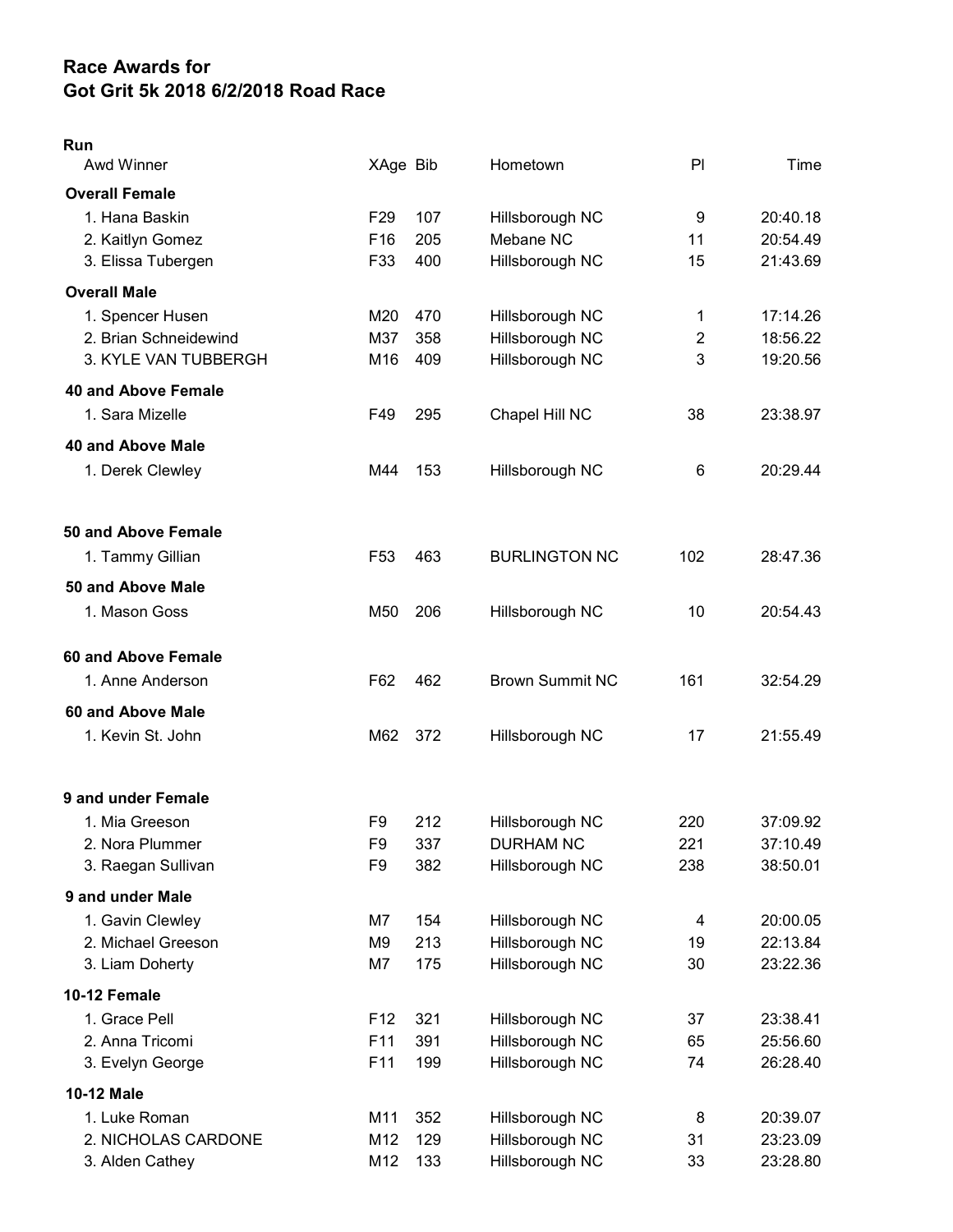# Race Awards for
# Got Grit 5k 2018 6/2/2018 Road Race

**Run**

| Awd Winner | XAge | Bib | Hometown | Pl | Time |
|---|---|---|---|---|---|
| **Overall Female** | | | | | |
| 1. Hana Baskin | F29 | 107 | Hillsborough NC | 9 | 20:40.18 |
| 2. Kaitlyn Gomez | F16 | 205 | Mebane NC | 11 | 20:54.49 |
| 3. Elissa Tubergen | F33 | 400 | Hillsborough NC | 15 | 21:43.69 |
| **Overall Male** | | | | | |
| 1. Spencer Husen | M20 | 470 | Hillsborough NC | 1 | 17:14.26 |
| 2. Brian Schneidewind | M37 | 358 | Hillsborough NC | 2 | 18:56.22 |
| 3. KYLE VAN TUBBERGH | M16 | 409 | Hillsborough NC | 3 | 19:20.56 |
| **40 and Above Female** | | | | | |
| 1. Sara Mizelle | F49 | 295 | Chapel Hill NC | 38 | 23:38.97 |
| **40 and Above Male** | | | | | |
| 1. Derek Clewley | M44 | 153 | Hillsborough NC | 6 | 20:29.44 |
| **50 and Above Female** | | | | | |
| 1. Tammy Gillian | F53 | 463 | BURLINGTON NC | 102 | 28:47.36 |
| **50 and Above Male** | | | | | |
| 1. Mason Goss | M50 | 206 | Hillsborough NC | 10 | 20:54.43 |
| **60 and Above Female** | | | | | |
| 1. Anne Anderson | F62 | 462 | Brown Summit NC | 161 | 32:54.29 |
| **60 and Above Male** | | | | | |
| 1. Kevin St. John | M62 | 372 | Hillsborough NC | 17 | 21:55.49 |
| **9 and under Female** | | | | | |
| 1. Mia Greeson | F9 | 212 | Hillsborough NC | 220 | 37:09.92 |
| 2. Nora Plummer | F9 | 337 | DURHAM NC | 221 | 37:10.49 |
| 3. Raegan Sullivan | F9 | 382 | Hillsborough NC | 238 | 38:50.01 |
| **9 and under Male** | | | | | |
| 1. Gavin Clewley | M7 | 154 | Hillsborough NC | 4 | 20:00.05 |
| 2. Michael Greeson | M9 | 213 | Hillsborough NC | 19 | 22:13.84 |
| 3. Liam Doherty | M7 | 175 | Hillsborough NC | 30 | 23:22.36 |
| **10-12 Female** | | | | | |
| 1. Grace Pell | F12 | 321 | Hillsborough NC | 37 | 23:38.41 |
| 2. Anna Tricomi | F11 | 391 | Hillsborough NC | 65 | 25:56.60 |
| 3. Evelyn George | F11 | 199 | Hillsborough NC | 74 | 26:28.40 |
| **10-12 Male** | | | | | |
| 1. Luke Roman | M11 | 352 | Hillsborough NC | 8 | 20:39.07 |
| 2. NICHOLAS CARDONE | M12 | 129 | Hillsborough NC | 31 | 23:23.09 |
| 3. Alden Cathey | M12 | 133 | Hillsborough NC | 33 | 23:28.80 |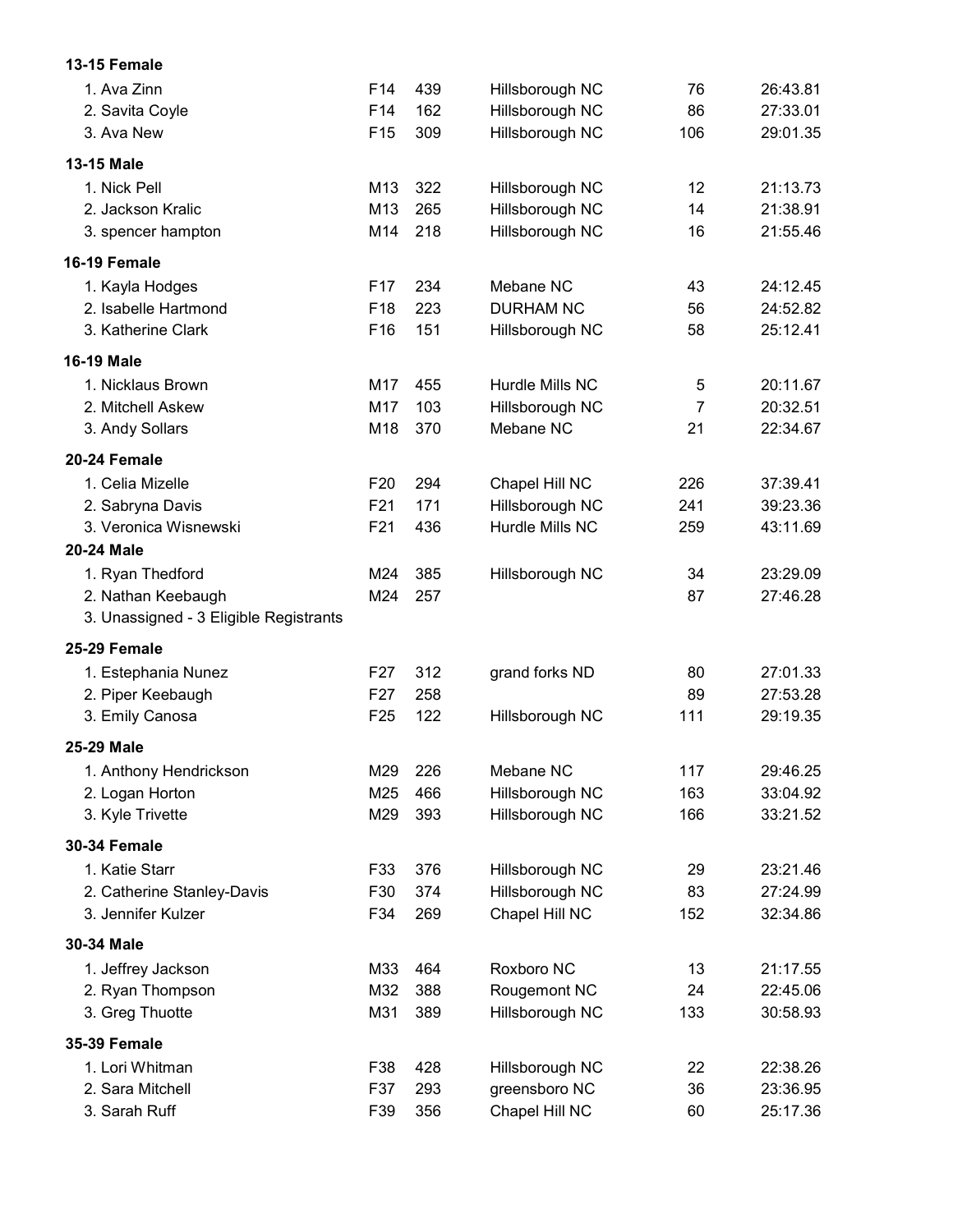**13-15 Female**

| Place | Name | Age | Bib | City | Overall | Time |
|---|---|---|---|---|---|---|
| 1. | Ava Zinn | F14 | 439 | Hillsborough NC | 76 | 26:43.81 |
| 2. | Savita Coyle | F14 | 162 | Hillsborough NC | 86 | 27:33.01 |
| 3. | Ava New | F15 | 309 | Hillsborough NC | 106 | 29:01.35 |

**13-15 Male**

| Place | Name | Age | Bib | City | Overall | Time |
|---|---|---|---|---|---|---|
| 1. | Nick Pell | M13 | 322 | Hillsborough NC | 12 | 21:13.73 |
| 2. | Jackson Kralic | M13 | 265 | Hillsborough NC | 14 | 21:38.91 |
| 3. | spencer hampton | M14 | 218 | Hillsborough NC | 16 | 21:55.46 |

**16-19 Female**

| Place | Name | Age | Bib | City | Overall | Time |
|---|---|---|---|---|---|---|
| 1. | Kayla Hodges | F17 | 234 | Mebane NC | 43 | 24:12.45 |
| 2. | Isabelle Hartmond | F18 | 223 | DURHAM NC | 56 | 24:52.82 |
| 3. | Katherine Clark | F16 | 151 | Hillsborough NC | 58 | 25:12.41 |

**16-19 Male**

| Place | Name | Age | Bib | City | Overall | Time |
|---|---|---|---|---|---|---|
| 1. | Nicklaus Brown | M17 | 455 | Hurdle Mills NC | 5 | 20:11.67 |
| 2. | Mitchell Askew | M17 | 103 | Hillsborough NC | 7 | 20:32.51 |
| 3. | Andy Sollars | M18 | 370 | Mebane NC | 21 | 22:34.67 |

**20-24 Female**

| Place | Name | Age | Bib | City | Overall | Time |
|---|---|---|---|---|---|---|
| 1. | Celia Mizelle | F20 | 294 | Chapel Hill NC | 226 | 37:39.41 |
| 2. | Sabryna Davis | F21 | 171 | Hillsborough NC | 241 | 39:23.36 |
| 3. | Veronica Wisnewski | F21 | 436 | Hurdle Mills NC | 259 | 43:11.69 |

**20-24 Male**

| Place | Name | Age | Bib | City | Overall | Time |
|---|---|---|---|---|---|---|
| 1. | Ryan Thedford | M24 | 385 | Hillsborough NC | 34 | 23:29.09 |
| 2. | Nathan Keebaugh | M24 | 257 | | 87 | 27:46.28 |
| 3. | Unassigned - 3 Eligible Registrants | | | | | |

**25-29 Female**

| Place | Name | Age | Bib | City | Overall | Time |
|---|---|---|---|---|---|---|
| 1. | Estephania Nunez | F27 | 312 | grand forks ND | 80 | 27:01.33 |
| 2. | Piper Keebaugh | F27 | 258 | | 89 | 27:53.28 |
| 3. | Emily Canosa | F25 | 122 | Hillsborough NC | 111 | 29:19.35 |

**25-29 Male**

| Place | Name | Age | Bib | City | Overall | Time |
|---|---|---|---|---|---|---|
| 1. | Anthony Hendrickson | M29 | 226 | Mebane NC | 117 | 29:46.25 |
| 2. | Logan Horton | M25 | 466 | Hillsborough NC | 163 | 33:04.92 |
| 3. | Kyle Trivette | M29 | 393 | Hillsborough NC | 166 | 33:21.52 |

**30-34 Female**

| Place | Name | Age | Bib | City | Overall | Time |
|---|---|---|---|---|---|---|
| 1. | Katie Starr | F33 | 376 | Hillsborough NC | 29 | 23:21.46 |
| 2. | Catherine Stanley-Davis | F30 | 374 | Hillsborough NC | 83 | 27:24.99 |
| 3. | Jennifer Kulzer | F34 | 269 | Chapel Hill NC | 152 | 32:34.86 |

**30-34 Male**

| Place | Name | Age | Bib | City | Overall | Time |
|---|---|---|---|---|---|---|
| 1. | Jeffrey Jackson | M33 | 464 | Roxboro NC | 13 | 21:17.55 |
| 2. | Ryan Thompson | M32 | 388 | Rougemont NC | 24 | 22:45.06 |
| 3. | Greg Thuotte | M31 | 389 | Hillsborough NC | 133 | 30:58.93 |

**35-39 Female**

| Place | Name | Age | Bib | City | Overall | Time |
|---|---|---|---|---|---|---|
| 1. | Lori Whitman | F38 | 428 | Hillsborough NC | 22 | 22:38.26 |
| 2. | Sara Mitchell | F37 | 293 | greensboro NC | 36 | 23:36.95 |
| 3. | Sarah Ruff | F39 | 356 | Chapel Hill NC | 60 | 25:17.36 |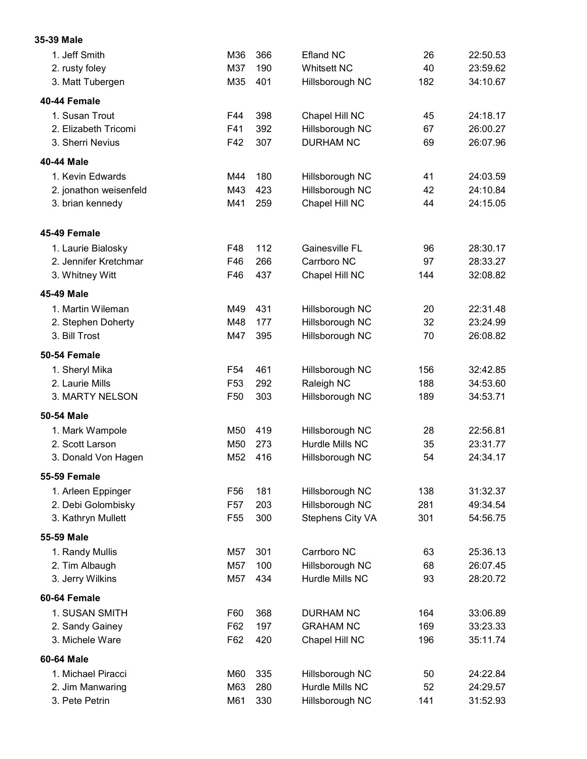**35-39 Male**

| Place | Name | Age | Bib | City | Overall | Time |
|---|---|---|---|---|---|---|
| 1. | Jeff Smith | M36 | 366 | Efland NC | 26 | 22:50.53 |
| 2. | rusty foley | M37 | 190 | Whitsett NC | 40 | 23:59.62 |
| 3. | Matt Tubergen | M35 | 401 | Hillsborough NC | 182 | 34:10.67 |

**40-44 Female**

| Place | Name | Age | Bib | City | Overall | Time |
|---|---|---|---|---|---|---|
| 1. | Susan Trout | F44 | 398 | Chapel Hill NC | 45 | 24:18.17 |
| 2. | Elizabeth Tricomi | F41 | 392 | Hillsborough NC | 67 | 26:00.27 |
| 3. | Sherri Nevius | F42 | 307 | DURHAM NC | 69 | 26:07.96 |

**40-44 Male**

| Place | Name | Age | Bib | City | Overall | Time |
|---|---|---|---|---|---|---|
| 1. | Kevin Edwards | M44 | 180 | Hillsborough NC | 41 | 24:03.59 |
| 2. | jonathon weisenfeld | M43 | 423 | Hillsborough NC | 42 | 24:10.84 |
| 3. | brian kennedy | M41 | 259 | Chapel Hill NC | 44 | 24:15.05 |

**45-49 Female**

| Place | Name | Age | Bib | City | Overall | Time |
|---|---|---|---|---|---|---|
| 1. | Laurie Bialosky | F48 | 112 | Gainesville FL | 96 | 28:30.17 |
| 2. | Jennifer Kretchmar | F46 | 266 | Carrboro NC | 97 | 28:33.27 |
| 3. | Whitney Witt | F46 | 437 | Chapel Hill NC | 144 | 32:08.82 |

**45-49 Male**

| Place | Name | Age | Bib | City | Overall | Time |
|---|---|---|---|---|---|---|
| 1. | Martin Wileman | M49 | 431 | Hillsborough NC | 20 | 22:31.48 |
| 2. | Stephen Doherty | M48 | 177 | Hillsborough NC | 32 | 23:24.99 |
| 3. | Bill Trost | M47 | 395 | Hillsborough NC | 70 | 26:08.82 |

**50-54 Female**

| Place | Name | Age | Bib | City | Overall | Time |
|---|---|---|---|---|---|---|
| 1. | Sheryl Mika | F54 | 461 | Hillsborough NC | 156 | 32:42.85 |
| 2. | Laurie Mills | F53 | 292 | Raleigh NC | 188 | 34:53.60 |
| 3. | MARTY NELSON | F50 | 303 | Hillsborough NC | 189 | 34:53.71 |

**50-54 Male**

| Place | Name | Age | Bib | City | Overall | Time |
|---|---|---|---|---|---|---|
| 1. | Mark Wampole | M50 | 419 | Hillsborough NC | 28 | 22:56.81 |
| 2. | Scott Larson | M50 | 273 | Hurdle Mills NC | 35 | 23:31.77 |
| 3. | Donald Von Hagen | M52 | 416 | Hillsborough NC | 54 | 24:34.17 |

**55-59 Female**

| Place | Name | Age | Bib | City | Overall | Time |
|---|---|---|---|---|---|---|
| 1. | Arleen Eppinger | F56 | 181 | Hillsborough NC | 138 | 31:32.37 |
| 2. | Debi Golombisky | F57 | 203 | Hillsborough NC | 281 | 49:34.54 |
| 3. | Kathryn Mullett | F55 | 300 | Stephens City VA | 301 | 54:56.75 |

**55-59 Male**

| Place | Name | Age | Bib | City | Overall | Time |
|---|---|---|---|---|---|---|
| 1. | Randy Mullis | M57 | 301 | Carrboro NC | 63 | 25:36.13 |
| 2. | Tim Albaugh | M57 | 100 | Hillsborough NC | 68 | 26:07.45 |
| 3. | Jerry Wilkins | M57 | 434 | Hurdle Mills NC | 93 | 28:20.72 |

**60-64 Female**

| Place | Name | Age | Bib | City | Overall | Time |
|---|---|---|---|---|---|---|
| 1. | SUSAN SMITH | F60 | 368 | DURHAM NC | 164 | 33:06.89 |
| 2. | Sandy Gainey | F62 | 197 | GRAHAM NC | 169 | 33:23.33 |
| 3. | Michele Ware | F62 | 420 | Chapel Hill NC | 196 | 35:11.74 |

**60-64 Male**

| Place | Name | Age | Bib | City | Overall | Time |
|---|---|---|---|---|---|---|
| 1. | Michael Piracci | M60 | 335 | Hillsborough NC | 50 | 24:22.84 |
| 2. | Jim Manwaring | M63 | 280 | Hurdle Mills NC | 52 | 24:29.57 |
| 3. | Pete Petrin | M61 | 330 | Hillsborough NC | 141 | 31:52.93 |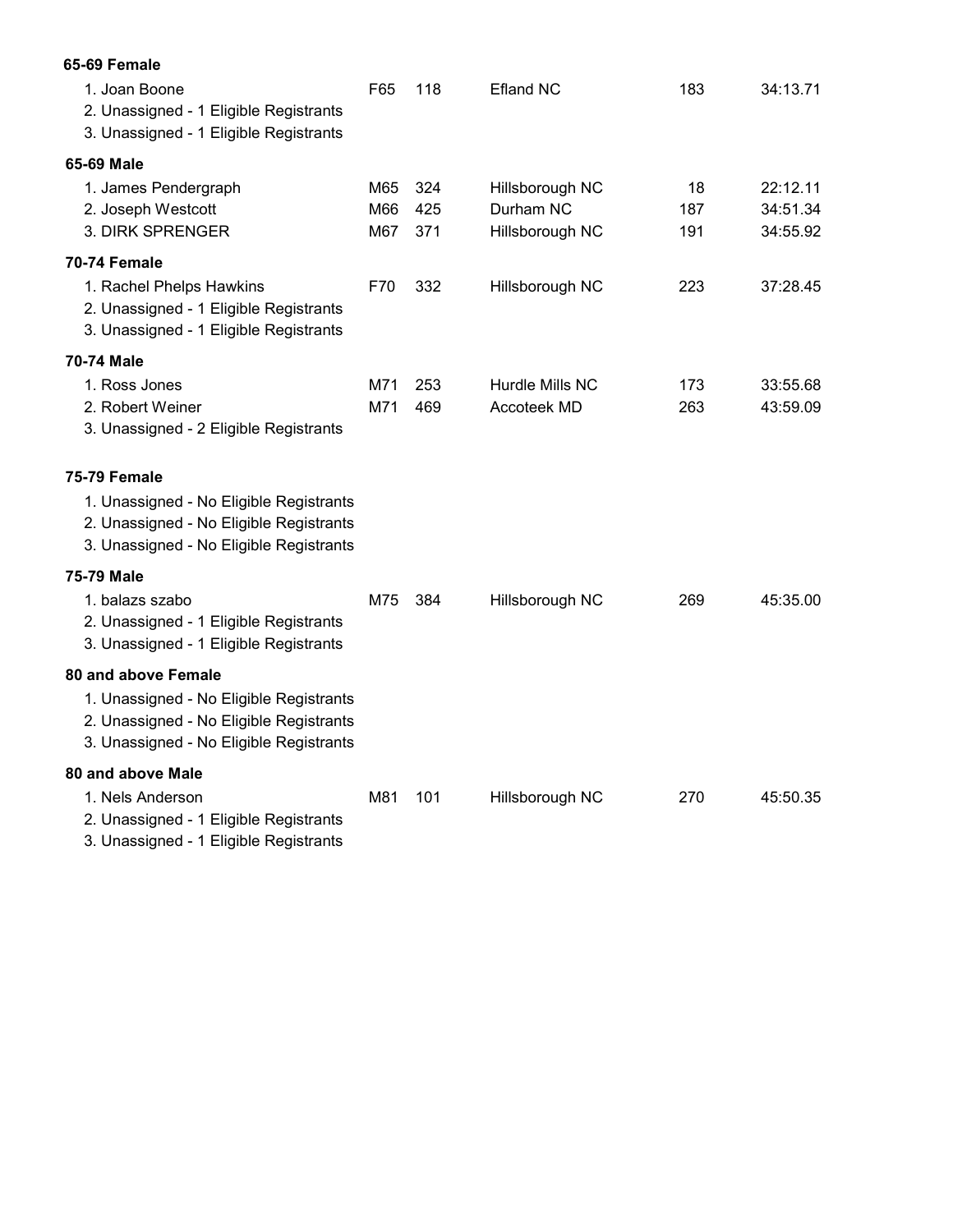**65-69 Female**

| | | | | | |
|---|---|---|---|---|---|
| 1. Joan Boone | F65 | 118 | Efland NC | 183 | 34:13.71 |
| 2. Unassigned - 1 Eligible Registrants | | | | | |
| 3. Unassigned - 1 Eligible Registrants | | | | | |

**65-69 Male**

| | | | | | |
|---|---|---|---|---|---|
| 1. James Pendergraph | M65 | 324 | Hillsborough NC | 18 | 22:12.11 |
| 2. Joseph Westcott | M66 | 425 | Durham NC | 187 | 34:51.34 |
| 3. DIRK SPRENGER | M67 | 371 | Hillsborough NC | 191 | 34:55.92 |

**70-74 Female**

| | | | | | |
|---|---|---|---|---|---|
| 1. Rachel Phelps Hawkins | F70 | 332 | Hillsborough NC | 223 | 37:28.45 |
| 2. Unassigned - 1 Eligible Registrants | | | | | |
| 3. Unassigned - 1 Eligible Registrants | | | | | |

**70-74 Male**

| | | | | | |
|---|---|---|---|---|---|
| 1. Ross Jones | M71 | 253 | Hurdle Mills NC | 173 | 33:55.68 |
| 2. Robert Weiner | M71 | 469 | Accoteek MD | 263 | 43:59.09 |
| 3. Unassigned - 2 Eligible Registrants | | | | | |

**75-79 Female**

1. Unassigned - No Eligible Registrants
2. Unassigned - No Eligible Registrants
3. Unassigned - No Eligible Registrants

**75-79 Male**

| | | | | | |
|---|---|---|---|---|---|
| 1. balazs szabo | M75 | 384 | Hillsborough NC | 269 | 45:35.00 |
| 2. Unassigned - 1 Eligible Registrants | | | | | |
| 3. Unassigned - 1 Eligible Registrants | | | | | |

**80 and above Female**

1. Unassigned - No Eligible Registrants
2. Unassigned - No Eligible Registrants
3. Unassigned - No Eligible Registrants

**80 and above Male**

| | | | | | |
|---|---|---|---|---|---|
| 1. Nels Anderson | M81 | 101 | Hillsborough NC | 270 | 45:50.35 |
| 2. Unassigned - 1 Eligible Registrants | | | | | |
| 3. Unassigned - 1 Eligible Registrants | | | | | |